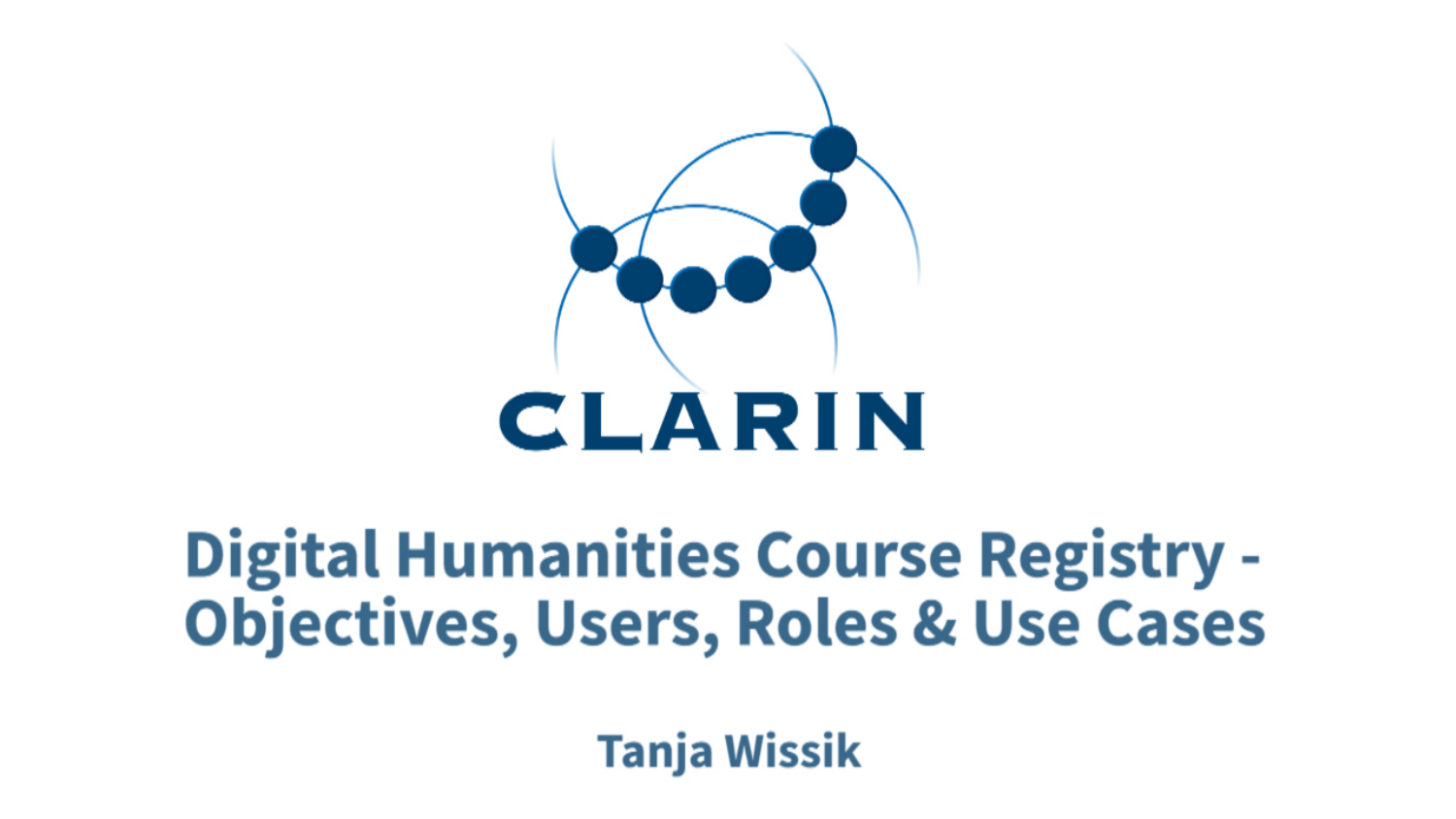CLARIN

# Digital Humanities Course Registry - Objectives, Users, Roles & Use Cases

**Tanja Wissik**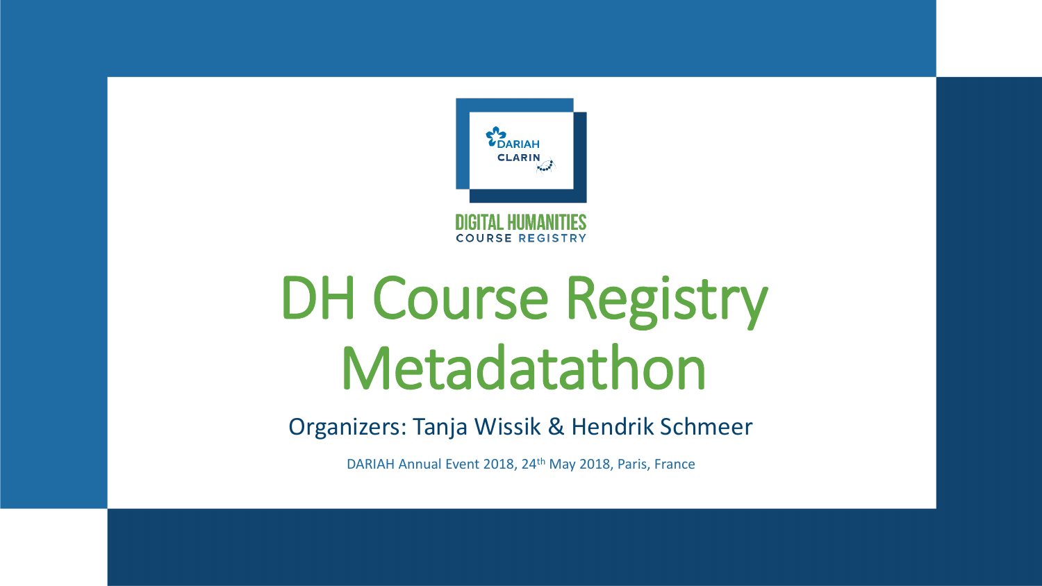DARIAH
CLARIN

DIGITAL HUMANITIES
COURSE REGISTRY

# DH Course Registry Metadatathon

Organizers: Tanja Wissik & Hendrik Schmeer

DARIAH Annual Event 2018, 24th May 2018, Paris, France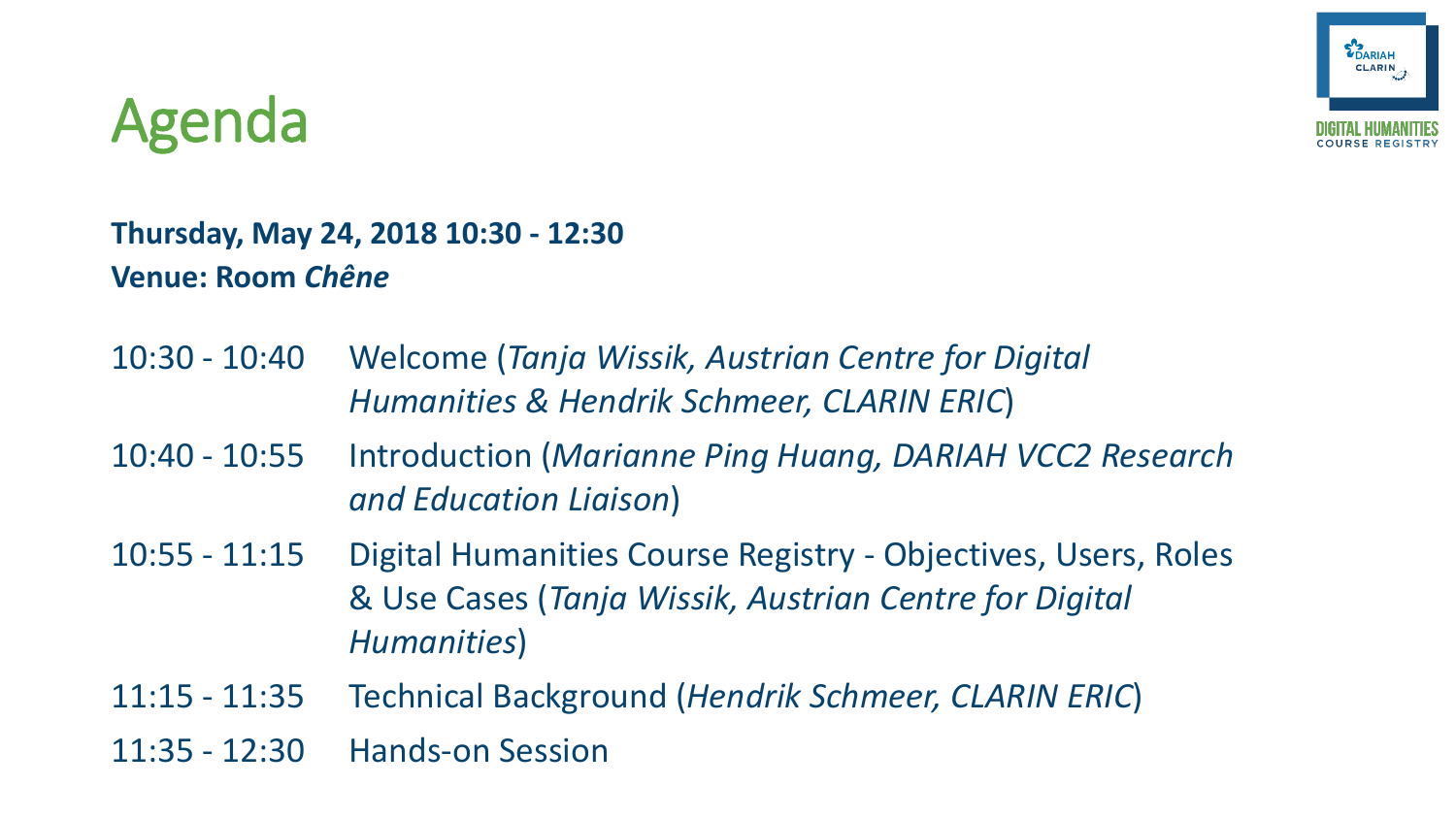# Agenda

**Thursday, May 24, 2018 10:30 - 12:30**
**Venue: Room *Chêne***

| | |
|---|---|
| 10:30 - 10:40 | Welcome (*Tanja Wissik, Austrian Centre for Digital Humanities & Hendrik Schmeer, CLARIN ERIC*) |
| 10:40 - 10:55 | Introduction (*Marianne Ping Huang, DARIAH VCC2 Research and Education Liaison*) |
| 10:55 - 11:15 | Digital Humanities Course Registry - Objectives, Users, Roles & Use Cases (*Tanja Wissik, Austrian Centre for Digital Humanities*) |
| 11:15 - 11:35 | Technical Background (*Hendrik Schmeer, CLARIN ERIC*) |
| 11:35 - 12:30 | Hands-on Session |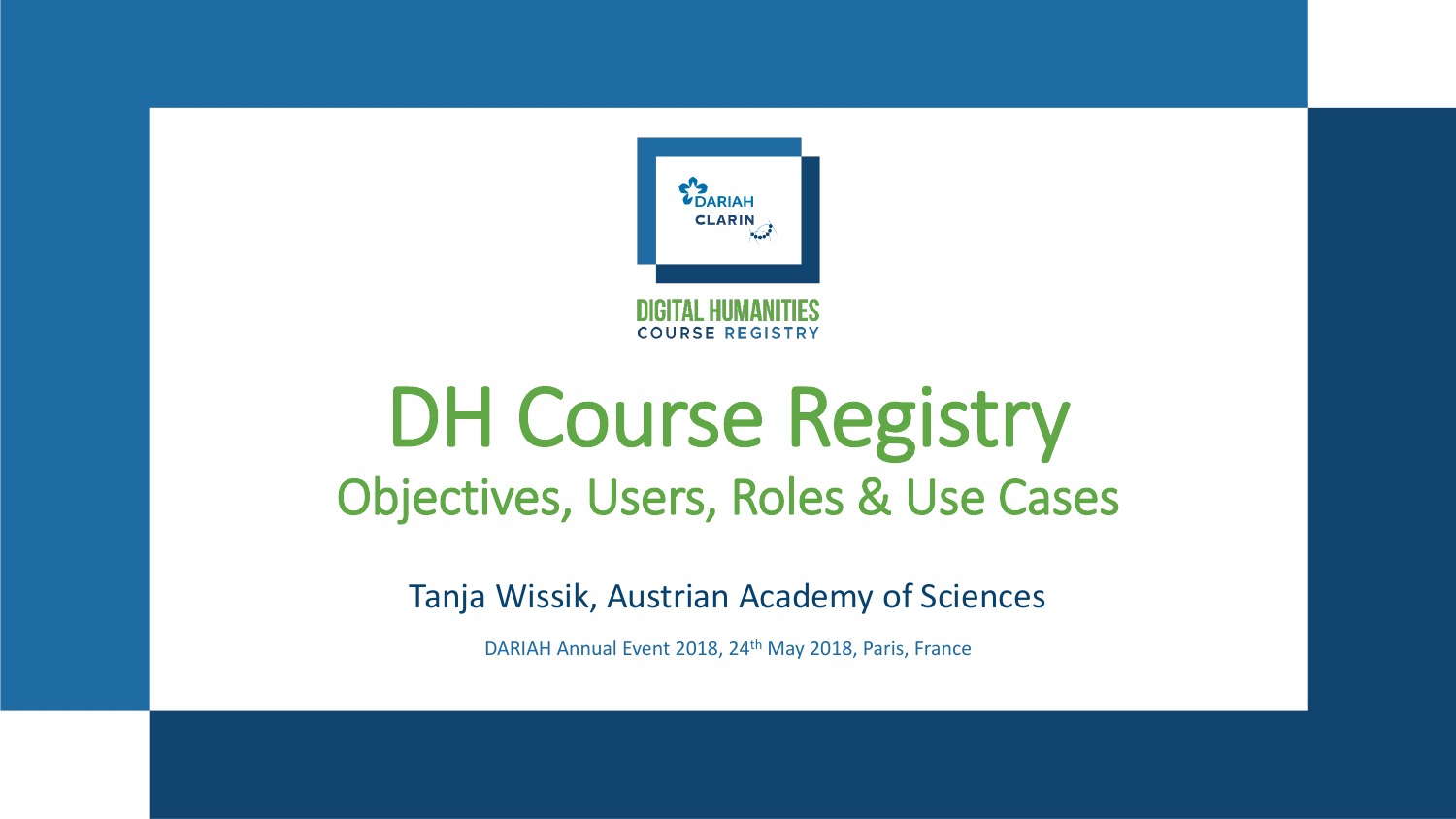DARIAH CLARIN

DIGITAL HUMANITIES COURSE REGISTRY

# DH Course Registry

## Objectives, Users, Roles & Use Cases

Tanja Wissik, Austrian Academy of Sciences

DARIAH Annual Event 2018, 24th May 2018, Paris, France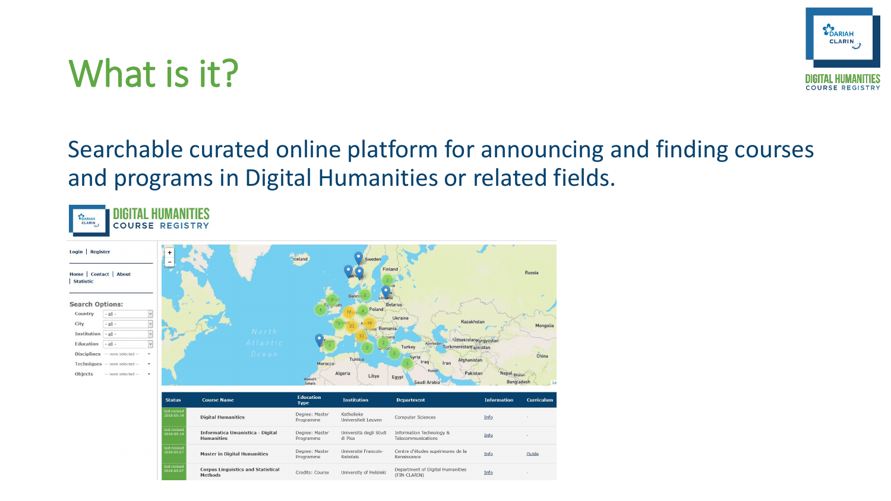# What is it?

Searchable curated online platform for announcing and finding courses and programs in Digital Humanities or related fields.

DIGITAL HUMANITIES COURSE REGISTRY

Login | Register

Home | Contact | About | Statistic

**Search Options:**

- Country - all -
- City - all -
- Institution - all -
- Education - all -
- Disciplines -- none selected --
- Techniques -- none selected --
- Objects -- none selected --

| Status | Course Name | Education Type | Institution | Department | Information | Curriculum |
|---|---|---|---|---|---|---|
| last revised 2018-05-14 | Digital Humanities | Degree: Master Programme | Katholieke Universiteit Leuven | Computer Sciences | Info | - |
| last revised 2018-05-14 | Informatica Umanistica - Digital Humanities | Degree: Master Programme | Università degli Studi di Pisa | Information Technology & Telecommunications | Info | - |
| last revised 2018-05-07 | Master in Digital Humanities | Degree: Master Programme | Université François-Rabelais | Centre d'études supérieures de la Renaissance | Info | Guide |
| last revised 2018-05-07 | Corpus Linguistics and Statistical Methods | Credits: Course | University of Helsinki | Department of Digital Humanities (FIN-CLARIN) | Info | - |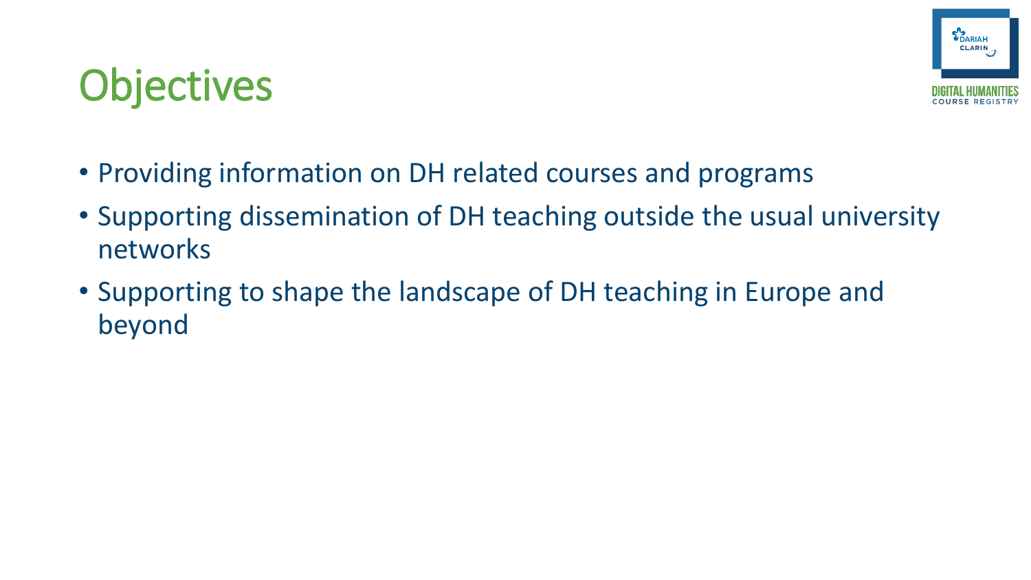# Objectives

- Providing information on DH related courses and programs
- Supporting dissemination of DH teaching outside the usual university networks
- Supporting to shape the landscape of DH teaching in Europe and beyond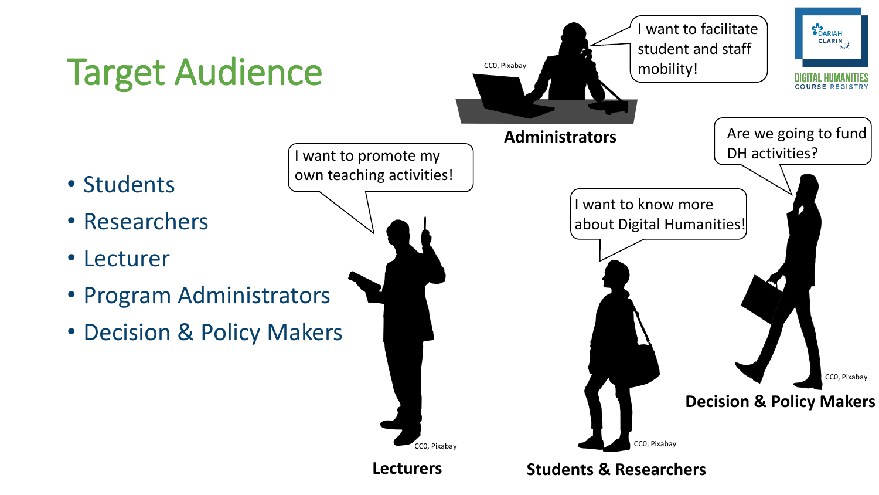# Target Audience

- Students
- Researchers
- Lecturer
- Program Administrators
- Decision & Policy Makers

I want to facilitate student and staff mobility!

CC0, Pixabay

**Administrators**

I want to promote my own teaching activities!

CC0, Pixabay

**Lecturers**

I want to know more about Digital Humanities!

CC0, Pixabay

**Students & Researchers**

Are we going to fund DH activities?

CC0, Pixabay

**Decision & Policy Makers**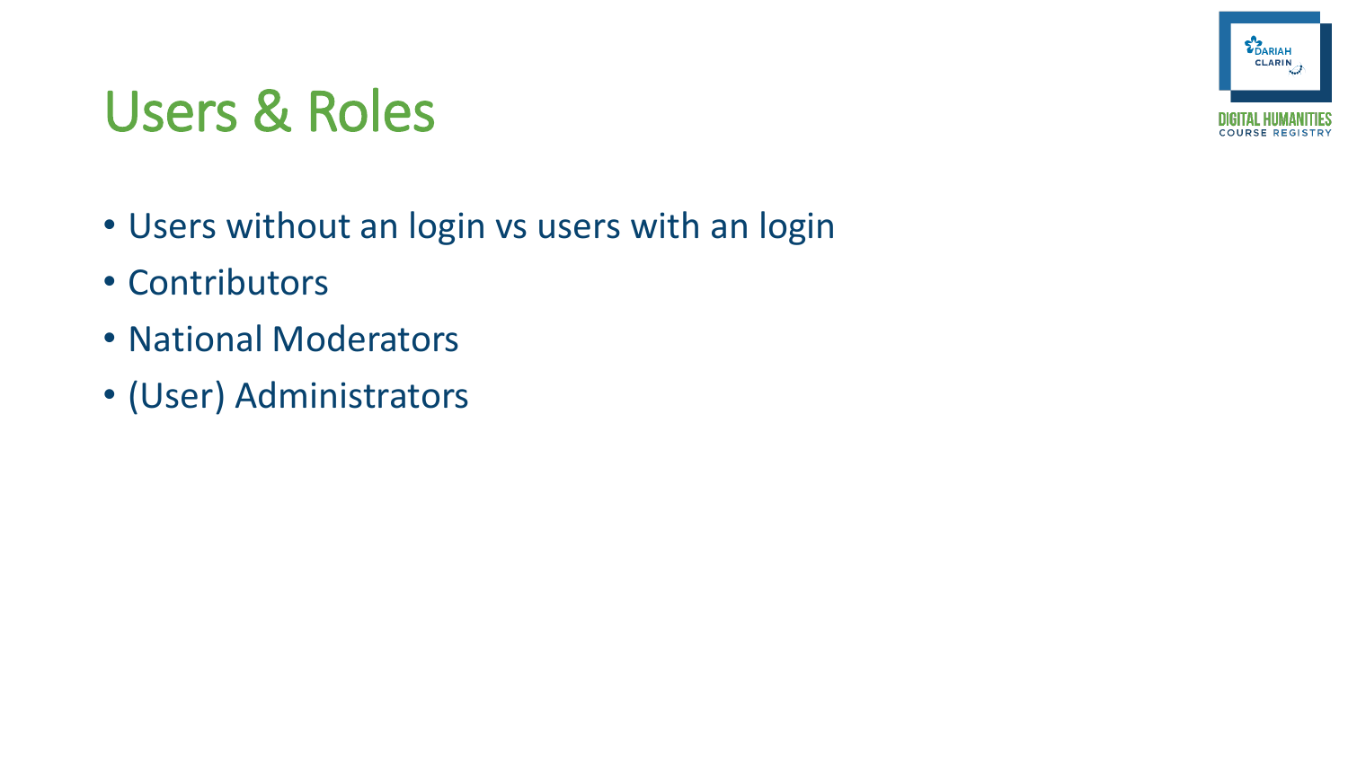# Users & Roles

- Users without an login vs users with an login
- Contributors
- National Moderators
- (User) Administrators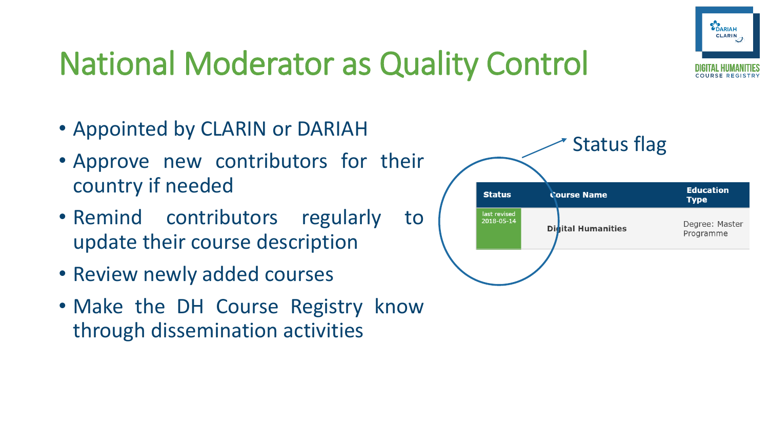# National Moderator as Quality Control

- Appointed by CLARIN or DARIAH
- Approve new contributors for their country if needed
- Remind contributors regularly to update their course description
- Review newly added courses
- Make the DH Course Registry know through dissemination activities

Status flag

| Status | Course Name | Education Type |
|---|---|---|
| last revised 2018-05-14 | Digital Humanities | Degree: Master Programme |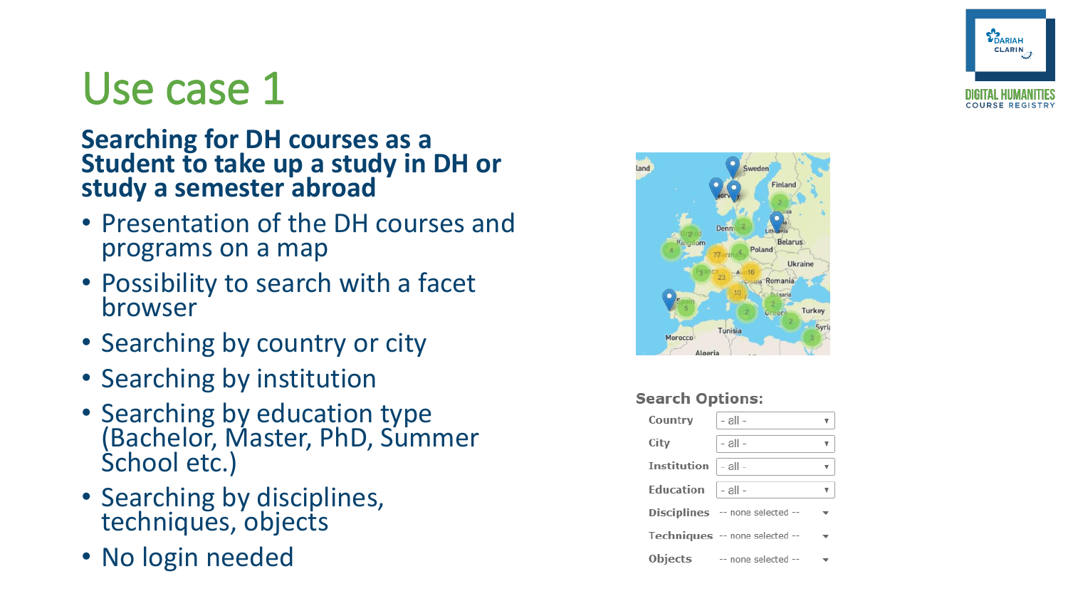# Use case 1

## Searching for DH courses as a Student to take up a study in DH or study a semester abroad

- Presentation of the DH courses and programs on a map
- Possibility to search with a facet browser
- Searching by country or city
- Searching by institution
- Searching by education type (Bachelor, Master, PhD, Summer School etc.)
- Searching by disciplines, techniques, objects
- No login needed

**Search Options:**

| | |
|---|---|
| Country | - all - |
| City | - all - |
| Institution | - all - |
| Education | - all - |
| Disciplines | -- none selected -- |
| Techniques | -- none selected -- |
| Objects | -- none selected -- |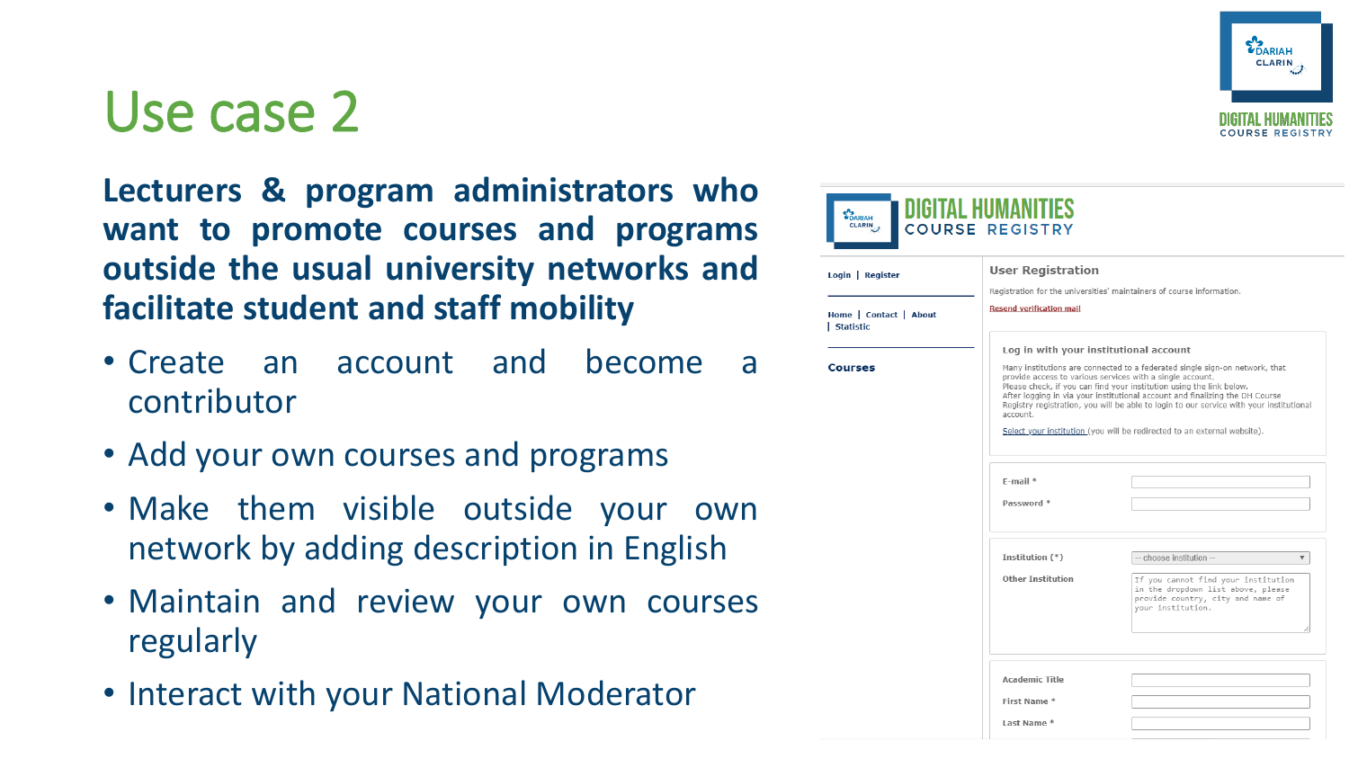# Use case 2

**Lecturers & program administrators who want to promote courses and programs outside the usual university networks and facilitate student and staff mobility**

- Create an account and become a contributor
- Add your own courses and programs
- Make them visible outside your own network by adding description in English
- Maintain and review your own courses regularly
- Interact with your National Moderator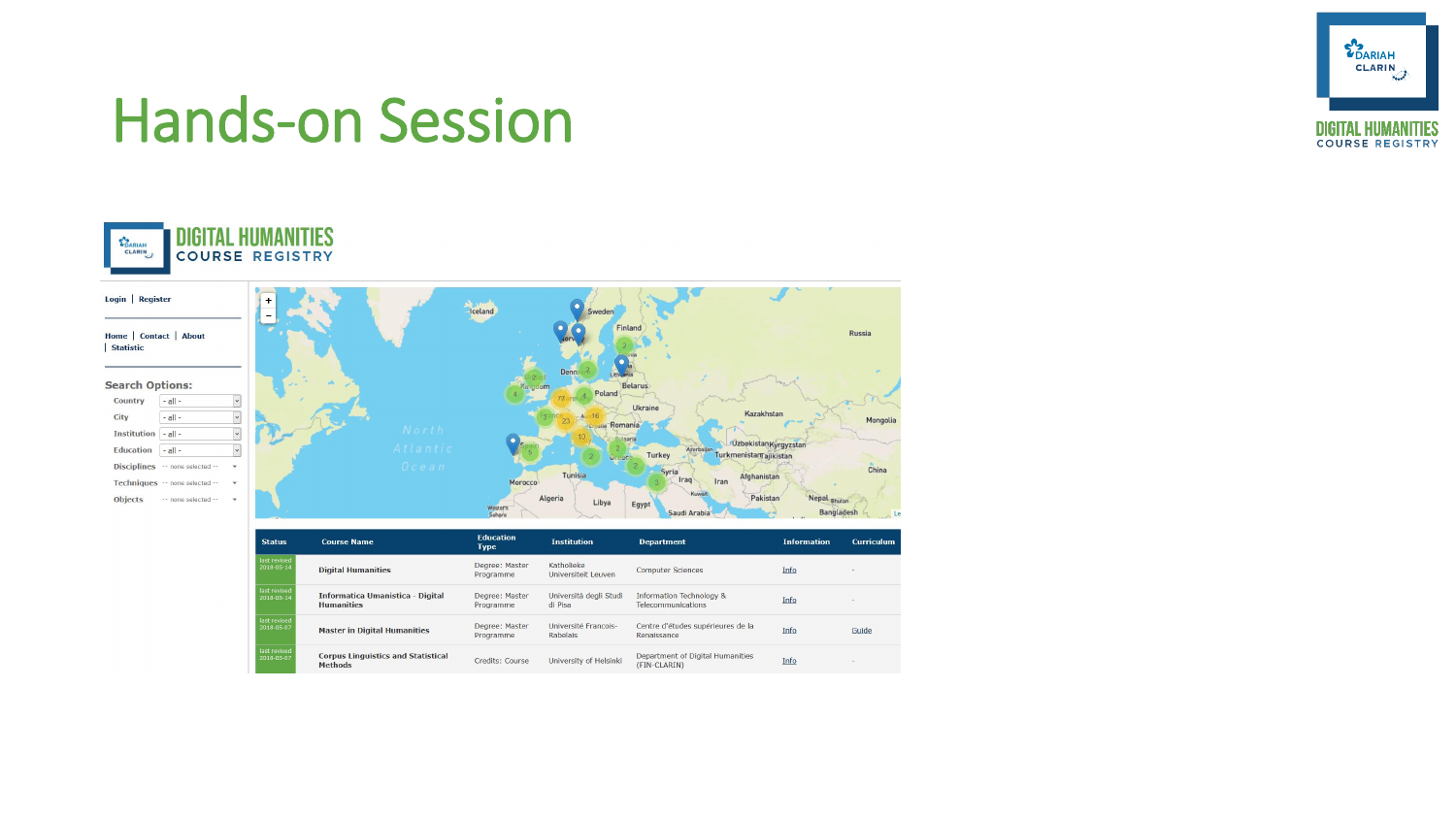# Hands-on Session

DIGITAL HUMANITIES
COURSE REGISTRY

Login | Register

Home | Contact | About | Statistic

Search Options:

Country - all -
City - all -
Institution - all -
Education - all -
Disciplines -- none selected --
Techniques -- none selected --
Objects -- none selected --

| Status | Course Name | Education Type | Institution | Department | Information | Curriculum |
|---|---|---|---|---|---|---|
| last revised 2018-05-14 | Digital Humanities | Degree: Master Programme | Katholieke Universiteit Leuven | Computer Sciences | Info | - |
| last revised 2018-05-14 | Informatica Umanistica - Digital Humanities | Degree: Master Programme | Università degli Studi di Pisa | Information Technology & Telecommunications | Info | - |
| last revised 2018-05-07 | Master in Digital Humanities | Degree: Master Programme | Université Francois-Rabelais | Centre d'études supérieures de la Renaissance | Info | Guide |
| last revised 2018-05-07 | Corpus Linguistics and Statistical Methods | Credits: Course | University of Helsinki | Department of Digital Humanities (FIN-CLARIN) | Info | - |